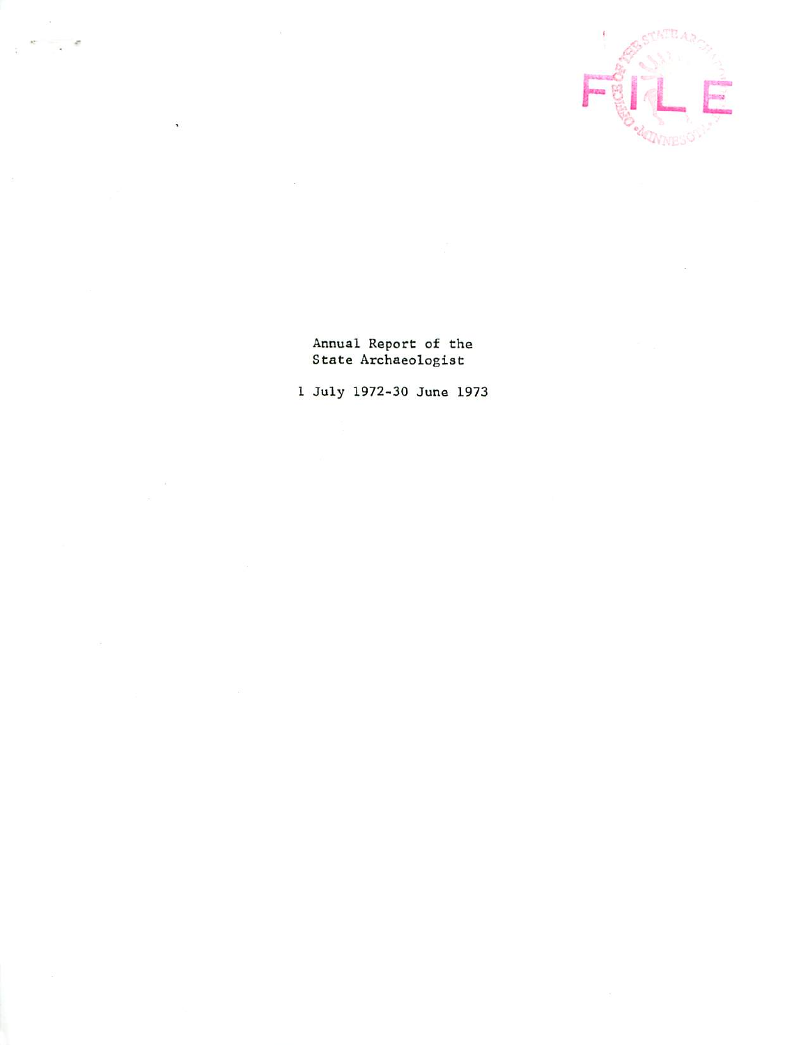# Annual Report of the State Archaeologist

1 July 1972-30 June 1973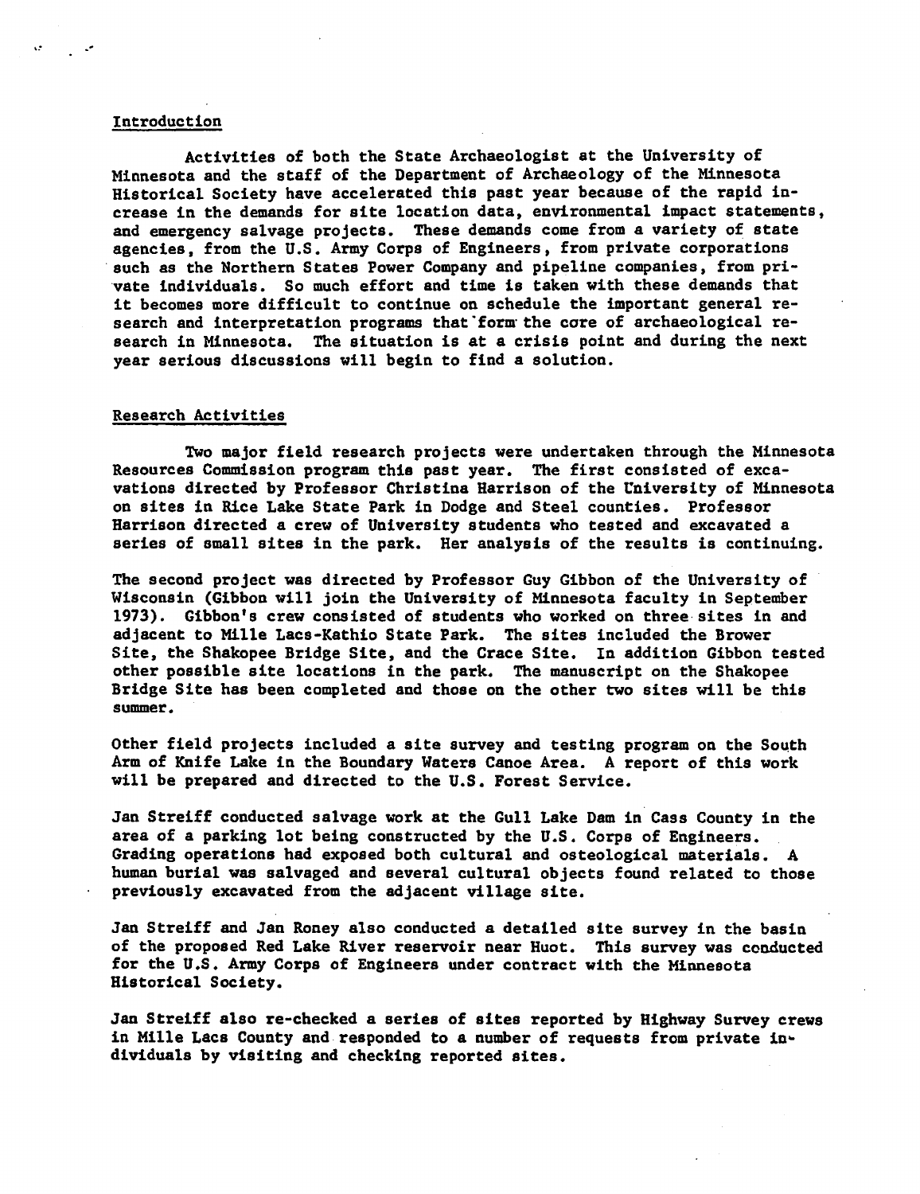## Introduction

Activities of both the State Archaeologist at the University of Minnesota and the staff of the Department of Archaeology of the Minnesota Historical Society have accelerated this past year because of the rapid increase in the demands for site location data, environmental impact statements, and emergency salvage projects. These demands come from a variety of state agencies, from the U.S. Army Corps of Engineers, from private corporations such as the Northern States Power Company and pipeline companies, from private individuals. So much effort and time is taken with these demands that it becomes more difficult to continue on schedule the important general research and interpretation programs that form the core of archaeological research in Minnesota. The situation is at a crisis point and during the next year serious discussions will begin to find a solution.

## Research Activities

Two major field research projects were undertaken through the Minnesota Resources Commission program this past year. The first consisted of excavations directed by Professor Christina Harrison of the University of Minnesota on sites in Rice Lake State Park in Dodge and Steel counties. Professor Harrison directed a crew of University students who tested and excavated a series of small sites in the park. Her analysis of the results is continuing.

The second project was directed by Professor Guy Gibbon of the University of Wisconsin (Gibbon will join the University of Minnesota faculty in September 1973). Gibbon's crew consisted of students who worked on three sites in and adjacent to Mille Lacs-Kathio State Park. The sites included the Brower Site, the Shakopee Bridge Site, and the Crace Site. In addition Gibbon tested other possible site locations in the park. The manuscript on the Shakopee Bridge Site has been completed and those on the other two sites will be this summer.

Other field projects included a site survey and testing program on the South Arm of Knife Lake in the Boundary Waters Canoe Area. A report of this work will be prepared and directed to the U.S. Forest Service.

Jan Streiff conducted salvage work at the Gull Lake Dam in Cass County in the area of a parking lot being constructed by the U.S. Corps of Engineers. Grading operations had exposed both cultural and osteological materials. A human burial was salvaged and several cultural objects found related to those previously excavated from the adjacent village site.

Jan Streiff and Jan Roney also conducted a detailed site survey in the basin of the proposed Red Lake River reservoir near Huot. This survey was conducted for the U.S. Army Corps of Engineers under contract with the Minnesota Historical Society.

Jan Streiff also re-checked a series of sites reported by Highway Survey crews in Mille Lacs County and responded to a number of requests from private individuals by visiting and checking reported sites.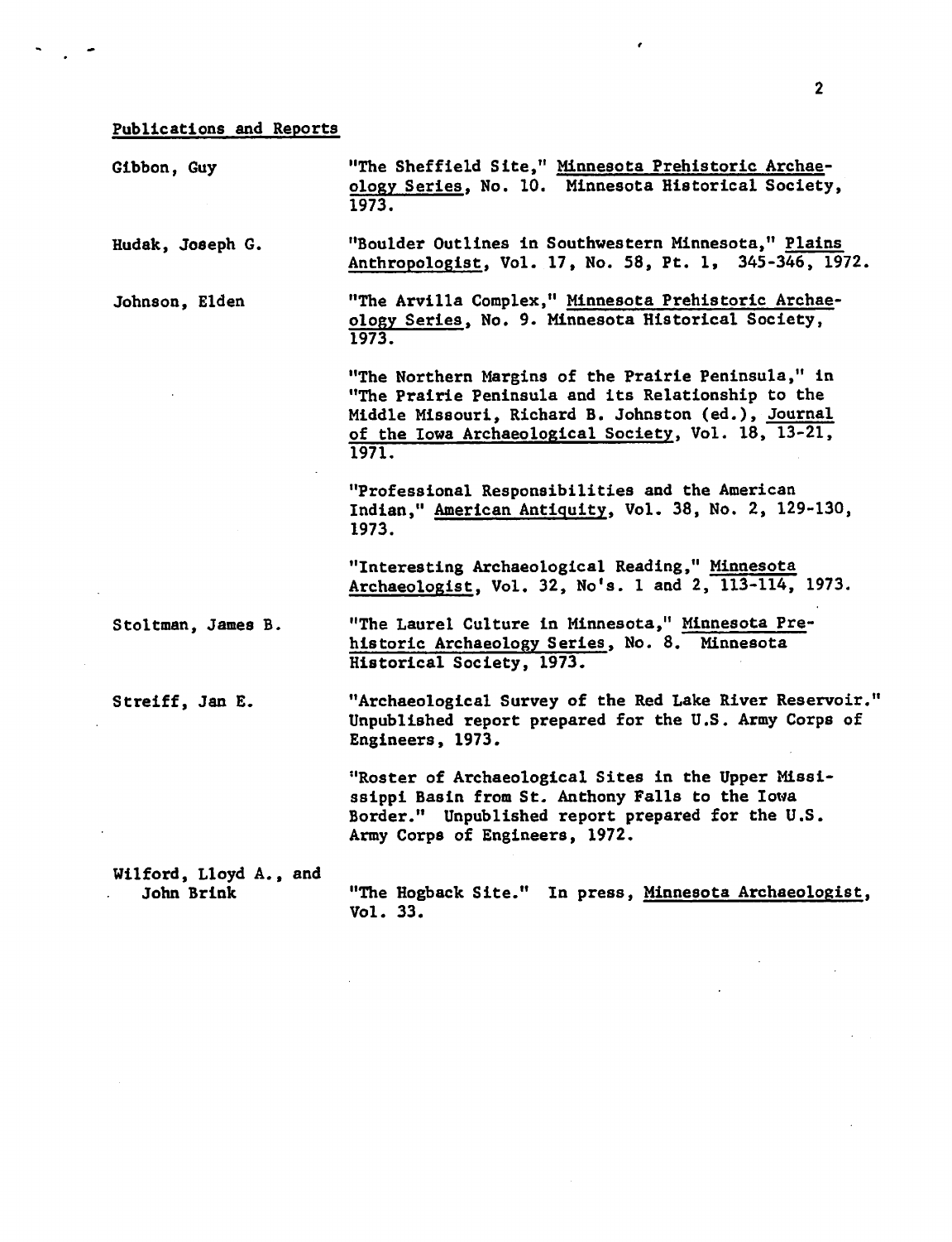## Publications and Reports

**Gibbon, Guy**

"The Sheffield Site," Minnesota Prehistoric Archaeology Series, No. 10. Minnesota Historical Society, 1973.

**Hudak, Joseph G.**

"Boulder Outlines in Southwestern Minnesota," Plains Anthropologist, Vol. 17, No. 58, Pt. 1, 345-346, 1972.

**Johnson, Elden**

"The Arvilla Complex," Minnesota Prehistoric Archaeology Series, No. 9. Minnesota Historical Society, 1973.

"The Northern Margins of the Prairie Peninsula," in "The Prairie Peninsula and its Relationship to the Middle Missouri, Richard B. Johnston (ed.), Journal of the Iowa Archaeological Society, Vol. 18, 13-21, 1971.

"Professional Responsibilities and the American Indian," American Antiquity, Vol. 38, No. 2, 129-130, 1973.

"Interesting Archaeological Reading," Minnesota Archaeologist, Vol. 32, No's. 1 and 2, 113-114, 1973.

**Stoltman, James B.**

"The Laurel Culture in Minnesota," Minnesota Prehistoric Archaeology Series, No. 8. Minnesota Historical Society, 1973.

**Streiff, Jan E.**

"Archaeological Survey of the Red Lake River Reservoir." Unpublished report prepared for the U.S. Army Corps of Engineers, 1973.

"Roster of Archaeological Sites in the Upper Mississippi Basin from St. Anthony Falls to the Iowa Border." Unpublished report prepared for the U.S. Army Corps of Engineers, 1972.

**Wilford, Lloyd A., and John Brink**

"The Hogback Site." In press, Minnesota Archaeologist, Vol. 33.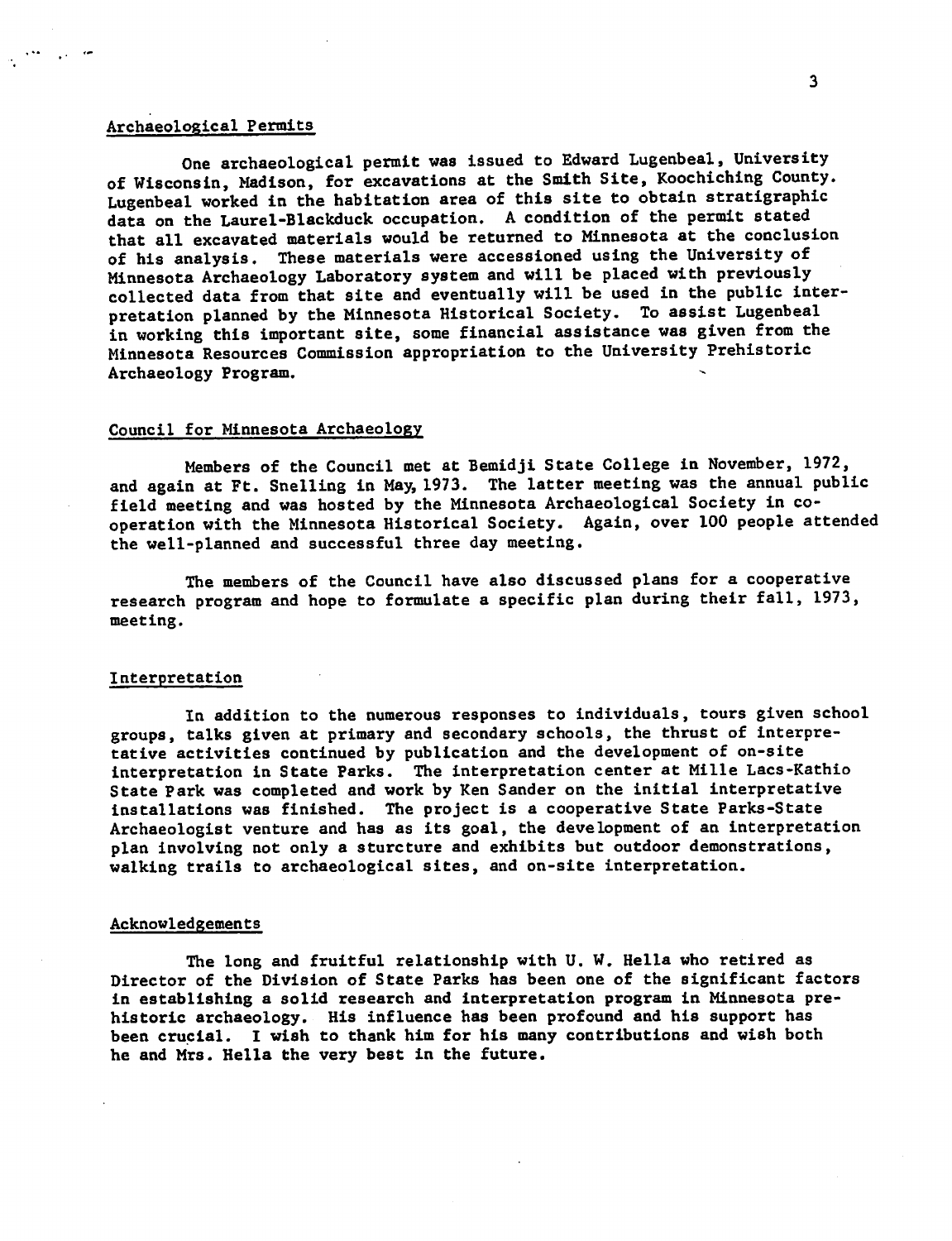## Archaeological Permits

One archaeological permit was issued to Edward Lugenbeal, University of Wisconsin, Madison, for excavations at the Smith Site, Koochiching County. Lugenbeal worked in the habitation area of this site to obtain stratigraphic data on the Laurel-Blackduck occupation. A condition of the permit stated that all excavated materials would be returned to Minnesota at the conclusion of his analysis. These materials were accessioned using the University of Minnesota Archaeology Laboratory system and will be placed with previously collected data from that site and eventually will be used in the public interpretation planned by the Minnesota Historical Society. To assist Lugenbeal in working this important site, some financial assistance was given from the Minnesota Resources Commission appropriation to the University Prehistoric Archaeology Program.

## Council for Minnesota Archaeology

Members of the Council met at Bemidji State College in November, 1972, and again at Ft. Snelling in May, 1973. The latter meeting was the annual public field meeting and was hosted by the Minnesota Archaeological Society in cooperation with the Minnesota Historical Society. Again, over 100 people attended the well-planned and successful three day meeting.

The members of the Council have also discussed plans for a cooperative research program and hope to formulate a specific plan during their fall, 1973, meeting.

## Interpretation

In addition to the numerous responses to individuals, tours given school groups, talks given at primary and secondary schools, the thrust of interpretative activities continued by publication and the development of on-site interpretation in State Parks. The interpretation center at Mille Lacs-Kathio State Park was completed and work by Ken Sander on the initial interpretative installations was finished. The project is a cooperative State Parks-State Archaeologist venture and has as its goal, the development of an interpretation plan involving not only a sturcture and exhibits but outdoor demonstrations, walking trails to archaeological sites, and on-site interpretation.

## Acknowledgements

The long and fruitful relationship with U. W. Hella who retired as Director of the Division of State Parks has been one of the significant factors in establishing a solid research and interpretation program in Minnesota prehistoric archaeology. His influence has been profound and his support has been crucial. I wish to thank him for his many contributions and wish both he and Mrs. Hella the very best in the future.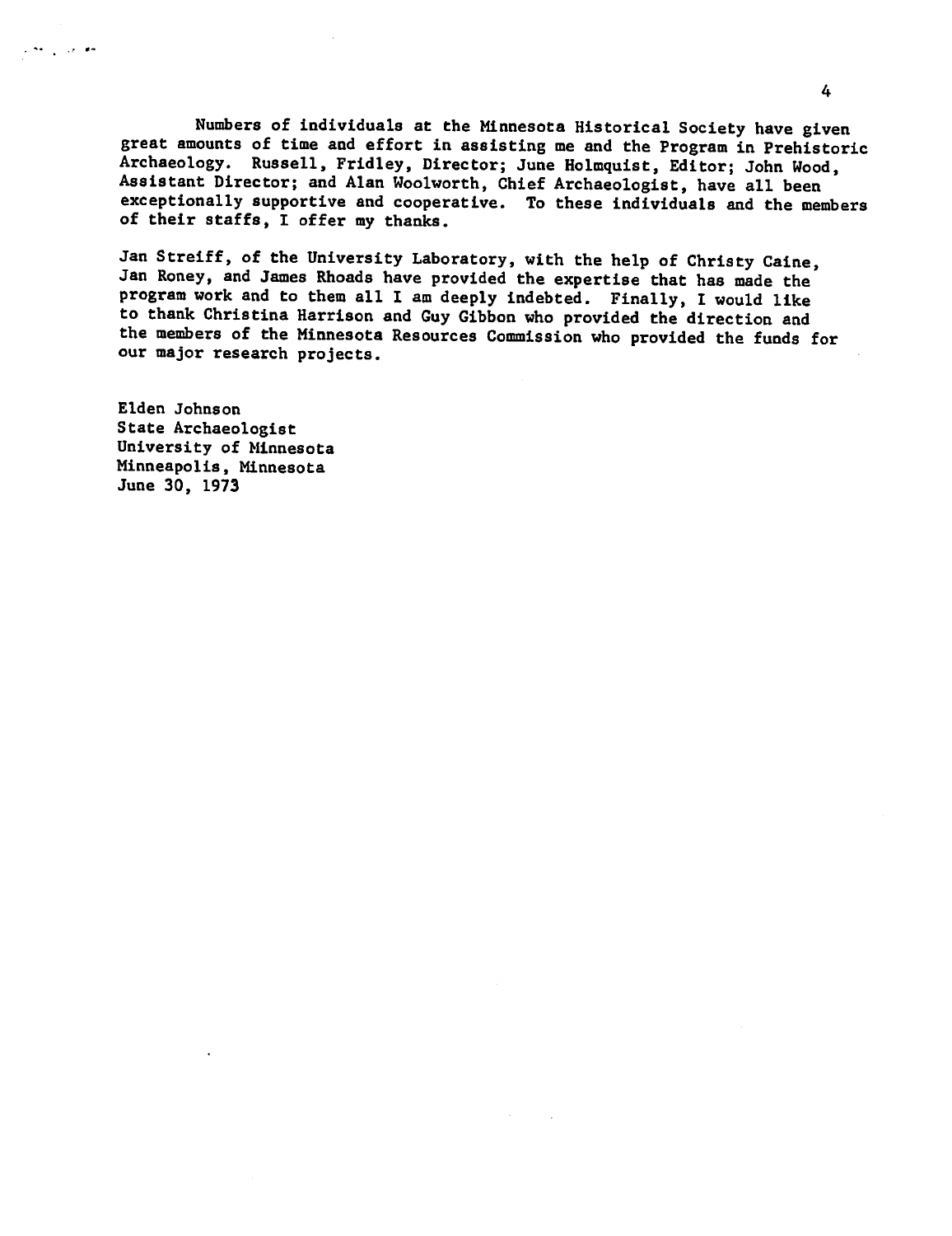Numbers of individuals at the Minnesota Historical Society have given great amounts of time and effort in assisting me and the Program in Prehistoric Archaeology. Russell, Fridley, Director; June Holmquist, Editor; John Wood, Assistant Director; and Alan Woolworth, Chief Archaeologist, have all been exceptionally supportive and cooperative. To these individuals and the members of their staffs, I offer my thanks.

Jan Streiff, of the University Laboratory, with the help of Christy Caine, Jan Roney, and James Rhoads have provided the expertise that has made the program work and to them all I am deeply indebted. Finally, I would like to thank Christina Harrison and Guy Gibbon who provided the direction and the members of the Minnesota Resources Commission who provided the funds for our major research projects.

Elden Johnson
State Archaeologist
University of Minnesota
Minneapolis, Minnesota
June 30, 1973